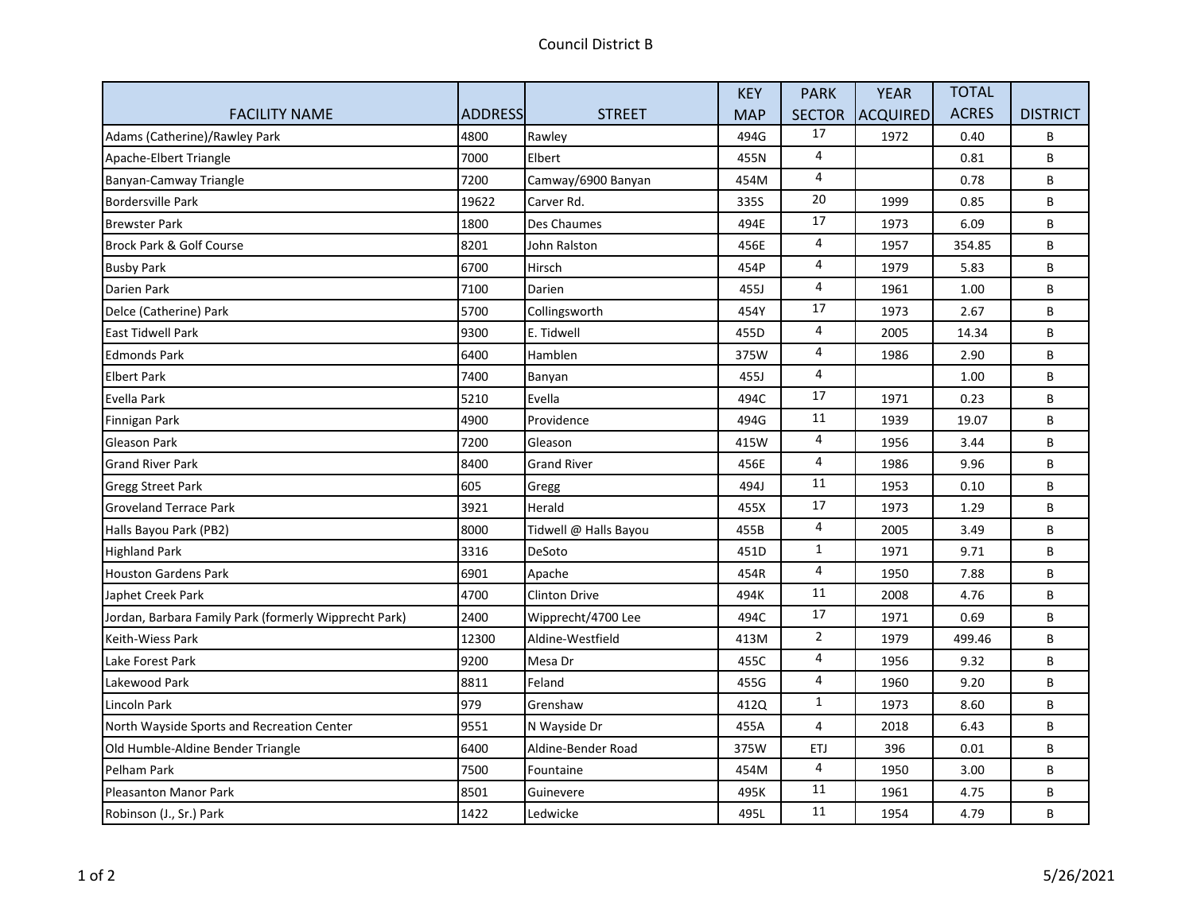# Council District B

| FACILITY NAME | ADDRESS | STREET | KEY MAP | PARK SECTOR | YEAR ACQUIRED | TOTAL ACRES | DISTRICT |
|---|---|---|---|---|---|---|---|
| Adams (Catherine)/Rawley Park | 4800 | Rawley | 494G | 17 | 1972 | 0.40 | B |
| Apache-Elbert Triangle | 7000 | Elbert | 455N | 4 | | 0.81 | B |
| Banyan-Camway Triangle | 7200 | Camway/6900 Banyan | 454M | 4 | | 0.78 | B |
| Bordersville Park | 19622 | Carver Rd. | 335S | 20 | 1999 | 0.85 | B |
| Brewster Park | 1800 | Des Chaumes | 494E | 17 | 1973 | 6.09 | B |
| Brock Park & Golf Course | 8201 | John Ralston | 456E | 4 | 1957 | 354.85 | B |
| Busby Park | 6700 | Hirsch | 454P | 4 | 1979 | 5.83 | B |
| Darien Park | 7100 | Darien | 455J | 4 | 1961 | 1.00 | B |
| Delce (Catherine) Park | 5700 | Collingsworth | 454Y | 17 | 1973 | 2.67 | B |
| East Tidwell Park | 9300 | E. Tidwell | 455D | 4 | 2005 | 14.34 | B |
| Edmonds Park | 6400 | Hamblen | 375W | 4 | 1986 | 2.90 | B |
| Elbert Park | 7400 | Banyan | 455J | 4 | | 1.00 | B |
| Evella Park | 5210 | Evella | 494C | 17 | 1971 | 0.23 | B |
| Finnigan Park | 4900 | Providence | 494G | 11 | 1939 | 19.07 | B |
| Gleason Park | 7200 | Gleason | 415W | 4 | 1956 | 3.44 | B |
| Grand River Park | 8400 | Grand River | 456E | 4 | 1986 | 9.96 | B |
| Gregg Street Park | 605 | Gregg | 494J | 11 | 1953 | 0.10 | B |
| Groveland Terrace Park | 3921 | Herald | 455X | 17 | 1973 | 1.29 | B |
| Halls Bayou Park (PB2) | 8000 | Tidwell @ Halls Bayou | 455B | 4 | 2005 | 3.49 | B |
| Highland Park | 3316 | DeSoto | 451D | 1 | 1971 | 9.71 | B |
| Houston Gardens Park | 6901 | Apache | 454R | 4 | 1950 | 7.88 | B |
| Japhet Creek Park | 4700 | Clinton Drive | 494K | 11 | 2008 | 4.76 | B |
| Jordan, Barbara Family Park (formerly Wipprecht Park) | 2400 | Wipprecht/4700 Lee | 494C | 17 | 1971 | 0.69 | B |
| Keith-Wiess Park | 12300 | Aldine-Westfield | 413M | 2 | 1979 | 499.46 | B |
| Lake Forest Park | 9200 | Mesa Dr | 455C | 4 | 1956 | 9.32 | B |
| Lakewood Park | 8811 | Feland | 455G | 4 | 1960 | 9.20 | B |
| Lincoln Park | 979 | Grenshaw | 412Q | 1 | 1973 | 8.60 | B |
| North Wayside Sports and Recreation Center | 9551 | N Wayside Dr | 455A | 4 | 2018 | 6.43 | B |
| Old Humble-Aldine Bender Triangle | 6400 | Aldine-Bender Road | 375W | ETJ | 396 | 0.01 | B |
| Pelham Park | 7500 | Fountaine | 454M | 4 | 1950 | 3.00 | B |
| Pleasanton Manor Park | 8501 | Guinevere | 495K | 11 | 1961 | 4.75 | B |
| Robinson (J., Sr.) Park | 1422 | Ledwicke | 495L | 11 | 1954 | 4.79 | B |

5/26/2021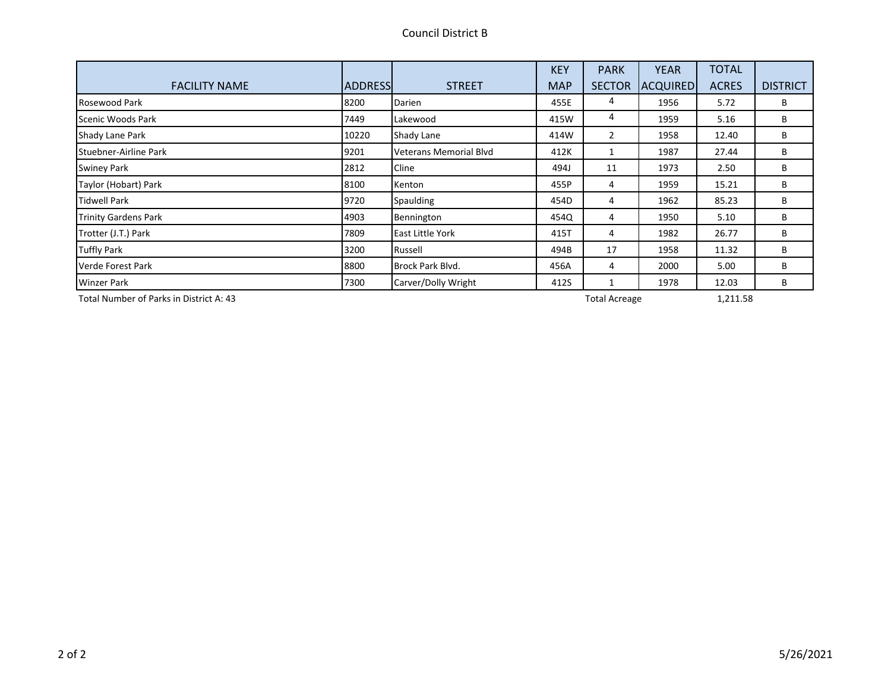## Council District B

| FACILITY NAME | ADDRESS | STREET | KEY MAP | PARK SECTOR | YEAR ACQUIRED | TOTAL ACRES | DISTRICT |
|---|---|---|---|---|---|---|---|
| Rosewood Park | 8200 | Darien | 455E | 4 | 1956 | 5.72 | B |
| Scenic Woods Park | 7449 | Lakewood | 415W | 4 | 1959 | 5.16 | B |
| Shady Lane Park | 10220 | Shady Lane | 414W | 2 | 1958 | 12.40 | B |
| Stuebner-Airline Park | 9201 | Veterans Memorial Blvd | 412K | 1 | 1987 | 27.44 | B |
| Swiney Park | 2812 | Cline | 494J | 11 | 1973 | 2.50 | B |
| Taylor (Hobart) Park | 8100 | Kenton | 455P | 4 | 1959 | 15.21 | B |
| Tidwell Park | 9720 | Spaulding | 454D | 4 | 1962 | 85.23 | B |
| Trinity Gardens Park | 4903 | Bennington | 454Q | 4 | 1950 | 5.10 | B |
| Trotter (J.T.) Park | 7809 | East Little York | 415T | 4 | 1982 | 26.77 | B |
| Tuffly Park | 3200 | Russell | 494B | 17 | 1958 | 11.32 | B |
| Verde Forest Park | 8800 | Brock Park Blvd. | 456A | 4 | 2000 | 5.00 | B |
| Winzer Park | 7300 | Carver/Dolly Wright | 412S | 1 | 1978 | 12.03 | B |

Total Number of Parks in District A: 43

Total Acreage 1,211.58

5/26/2021